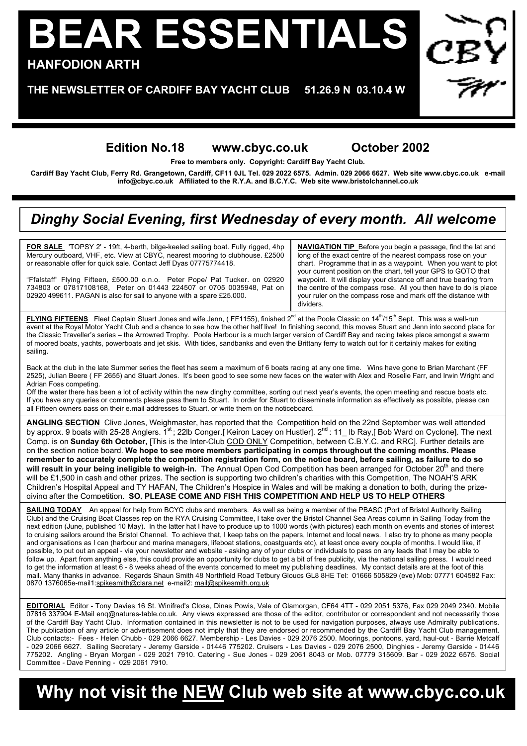# BEAR ESSENTIALS

**HANFODION ARTH**

**THE NEWSLETTER OF CARDIFF BAY YACHT CLUB 51.26.9 N 03.10.4 W**

**Edition No.18 www.cbyc.co.uk October 2002**

**Free to members only. Copyright: Cardiff Bay Yacht Club.**

**Cardiff Bay Yacht Club, Ferry Rd. Grangetown, Cardiff, CF11 0JL Tel. 029 2022 6575. Admin. 029 2066 6627. Web site www.cbyc.co.uk e-mail info@cbyc.co.uk Affiliated to the R.Y.A. and B.C.Y.C. Web site www.bristolchannel.co.uk**

## *Dinghy Social Evening, first Wednesday of every month. All welcome*

**FOR SALE** 'TOPSY 2' - 19ft, 4-berth, bilge-keeled sailing boat. Fully rigged, 4hp Mercury outboard, VHF, etc. View at CBYC, nearest mooring to clubhouse. £2500 or reasonable offer for quick sale. Contact Jeff Dyas 07775774418.

"Ffalstaff" Flying Fifteen, £500.00 o.n.o. Peter Pope/ Pat Tucker. on 02920 734803 or 07817108168, Peter on 01443 224507 or 0705 0035948, Pat on 02920 499611. PAGAN is also for sail to anyone with a spare £25.000.

**NAVIGATION TIP** Before you begin a passage, find the lat and long of the exact centre of the nearest compass rose on your chart. Programme that in as a waypoint. When you want to plot your current position on the chart, tell your GPS to GOTO that waypoint. It will display your distance off and true bearing from the centre of the compass rose. All you then have to do is place your ruler on the compass rose and mark off the distance with dividers.

**FLYING FIFTEENS** Fleet Captain Stuart Jones and wife Jenn, ( FF1155), finished 2nd at the Poole Classic on 14th/15th Sept. This was a well-run event at the Royal Motor Yacht Club and a chance to see how the other half live! In finishing second, this moves Stuart and Jenn into second place for the Classic Traveller's series – the Arrowred Trophy. Poole Harbour is a much larger version of Cardiff Bay and racing takes place amongst a swarm of moored boats, yachts, powerboats and jet skis. With tides, sandbanks and even the Brittany ferry to watch out for it certainly makes for exiting sailing.

Back at the club in the late Summer series the fleet has seem a maximum of 6 boats racing at any one time. Wins have gone to Brian Marchant (FF 2525), Julian Beere ( FF 2655) and Stuart Jones. It's been good to see some new faces on the water with Alex and Roselle Farr, and Irwin Wright and Adrian Foss competing.

Off the water there has been a lot of activity within the new dinghy committee, sorting out next year's events, the open meeting and rescue boats etc. If you have any queries or comments please pass them to Stuart. In order for Stuart to disseminate information as effectively as possible, please can all Fifteen owners pass on their e.mail addresses to Stuart, or write them on the noticeboard.

**ANGLING SECTION** Clive Jones, Weighmaster, has reported that the Competition held on the 22nd September was well attended by approx. 9 boats with 25-28 Anglers. 1st ; 22lb Conger.[ Keiron Lacey on Hustler]. 2nd : 11_ lb Ray,[ Bob Ward on Cyclone]. The next Comp. is on **Sunday 6th October,** [This is the Inter-Club COD ONLY Competition, between C.B.Y.C. and RRC]. Further details are on the section notice board. **We hope to see more members participating in comps throughout the coming months. Please remember to accurately complete the competition registration form, on the notice board, before sailing, as failure to do so will result in your being ineligible to weigh-in.** The Annual Open Cod Competition has been arranged for October 20th and there will be £1,500 in cash and other prizes. The section is supporting two children's charities with this Competition, The NOAH'S ARK Children's Hospital Appeal and TY HAFAN, The Children's Hospice in Wales and will be making a donation to both, during the prize-giving after the Competition. **SO, PLEASE COME AND FISH THIS COMPETITION AND HELP US TO HELP OTHERS**

**SAILING TODAY** An appeal for help from BCYC clubs and members. As well as being a member of the PBASC (Port of Bristol Authority Sailing Club) and the Cruising Boat Classes rep on the RYA Cruising Committee, I take over the Bristol Channel Sea Areas column in Sailing Today from the next edition (June, published 10 May). In the latter hat I have to produce up to 1000 words (with pictures) each month on events and stories of interest to cruising sailors around the Bristol Channel. To achieve that, I keep tabs on the papers, Internet and local news. I also try to phone as many people and organisations as I can (harbour and marina managers, lifeboat stations, coastguards etc), at least once every couple of months. I would like, if possible, to put out an appeal - via your newsletter and website - asking any of your clubs or individuals to pass on any leads that I may be able to follow up. Apart from anything else, this could provide an opportunity for clubs to get a bit of free publicity, via the national sailing press. I would need to get the information at least 6 - 8 weeks ahead of the events concerned to meet my publishing deadlines. My contact details are at the foot of this mail. Many thanks in advance. Regards Shaun Smith 48 Northfield Road Tetbury Gloucs GL8 8HE Tel: 01666 505829 (eve) Mob: 07771 604582 Fax: 0870 1376065e-mail1:spikesmith@clara.net e-mail2: mail@spikesmith.org.uk

**EDITORIAL** Editor - Tony Davies 16 St. Winifred's Close, Dinas Powis, Vale of Glamorgan, CF64 4TT - 029 2051 5376, Fax 029 2049 2340. Mobile 07816 337904 E-Mail enq@natures-table.co.uk. Any views expressed are those of the editor, contributor or correspondent and not necessarily those of the Cardiff Bay Yacht Club. Information contained in this newsletter is not to be used for navigation purposes, always use Admiralty publications. The publication of any article or advertisement does not imply that they are endorsed or recommended by the Cardiff Bay Yacht Club management. Club contacts:- Fees - Helen Chubb - 029 2066 6627. Membership - Les Davies - 029 2076 2500. Moorings, pontoons, yard, haul-out - Barrie Metcalf - 029 2066 6627. Sailing Secretary - Jeremy Garside - 01446 775202. Cruisers - Les Davies - 029 2076 2500, Dinghies - Jeremy Garside - 01446 775202. Angling - Bryan Morgan - 029 2021 7910. Catering - Sue Jones - 029 2061 8043 or Mob. 07779 315609. Bar - 029 2022 6575. Social Committee - Dave Penning - 029 2061 7910.

## Why not visit the NEW Club web site at www.cbyc.co.uk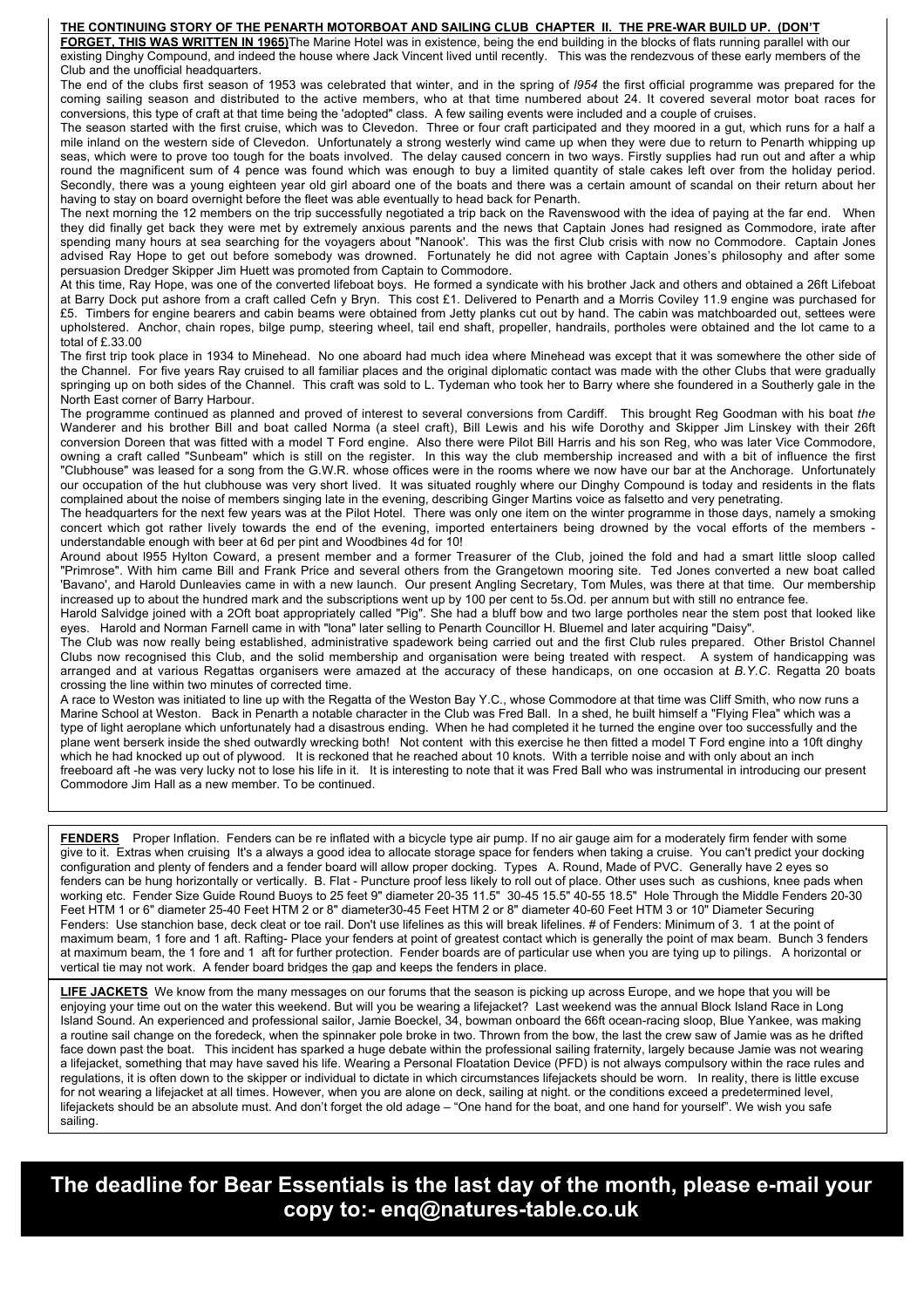**THE CONTINUING STORY OF THE PENARTH MOTORBOAT AND SAILING CLUB CHAPTER II. THE PRE-WAR BUILD UP. (DON'T FORGET, THIS WAS WRITTEN IN 1965)**The Marine Hotel was in existence, being the end building in the blocks of flats running parallel with our existing Dinghy Compound, and indeed the house where Jack Vincent lived until recently. This was the rendezvous of these early members of the Club and the unofficial headquarters.

The end of the clubs first season of 1953 was celebrated that winter, and in the spring of *l954* the first official programme was prepared for the coming sailing season and distributed to the active members, who at that time numbered about 24. It covered several motor boat races for conversions, this type of craft at that time being the 'adopted" class. A few sailing events were included and a couple of cruises.

The season started with the first cruise, which was to Clevedon. Three or four craft participated and they moored in a gut, which runs for a half a mile inland on the western side of Clevedon. Unfortunately a strong westerly wind came up when they were due to return to Penarth whipping up seas, which were to prove too tough for the boats involved. The delay caused concern in two ways. Firstly supplies had run out and after a whip round the magnificent sum of 4 pence was found which was enough to buy a limited quantity of stale cakes left over from the holiday period. Secondly, there was a young eighteen year old girl aboard one of the boats and there was a certain amount of scandal on their return about her having to stay on board overnight before the fleet was able eventually to head back for Penarth.

The next morning the 12 members on the trip successfully negotiated a trip back on the Ravenswood with the idea of paying at the far end. When they did finally get back they were met by extremely anxious parents and the news that Captain Jones had resigned as Commodore, irate after spending many hours at sea searching for the voyagers about "Nanook'. This was the first Club crisis with now no Commodore. Captain Jones advised Ray Hope to get out before somebody was drowned. Fortunately he did not agree with Captain Jones's philosophy and after some persuasion Dredger Skipper Jim Huett was promoted from Captain to Commodore.

At this time, Ray Hope, was one of the converted lifeboat boys. He formed a syndicate with his brother Jack and others and obtained a 26ft Lifeboat at Barry Dock put ashore from a craft called Cefn y Bryn. This cost £1. Delivered to Penarth and a Morris Coviley 11.9 engine was purchased for £5. Timbers for engine bearers and cabin beams were obtained from Jetty planks cut out by hand. The cabin was matchboarded out, settees were upholstered. Anchor, chain ropes, bilge pump, steering wheel, tail end shaft, propeller, handrails, portholes were obtained and the lot came to a total of £.33.00

The first trip took place in 1934 to Minehead. No one aboard had much idea where Minehead was except that it was somewhere the other side of the Channel. For five years Ray cruised to all familiar places and the original diplomatic contact was made with the other Clubs that were gradually springing up on both sides of the Channel. This craft was sold to L. Tydeman who took her to Barry where she foundered in a Southerly gale in the North East corner of Barry Harbour.

The programme continued as planned and proved of interest to several conversions from Cardiff. This brought Reg Goodman with his boat *the* Wanderer and his brother Bill and boat called Norma (a steel craft), Bill Lewis and his wife Dorothy and Skipper Jim Linskey with their 26ft conversion Doreen that was fitted with a model T Ford engine. Also there were Pilot Bill Harris and his son Reg, who was later Vice Commodore, owning a craft called "Sunbeam" which is still on the register. In this way the club membership increased and with a bit of influence the first "Clubhouse" was leased for a song from the G.W.R. whose offices were in the rooms where we now have our bar at the Anchorage. Unfortunately our occupation of the hut clubhouse was very short lived. It was situated roughly where our Dinghy Compound is today and residents in the flats complained about the noise of members singing late in the evening, describing Ginger Martins voice as falsetto and very penetrating.

The headquarters for the next few years was at the Pilot Hotel. There was only one item on the winter programme in those days, namely a smoking concert which got rather lively towards the end of the evening, imported entertainers being drowned by the vocal efforts of the members - understandable enough with beer at 6d per pint and Woodbines 4d for 10!

Around about l955 Hylton Coward, a present member and a former Treasurer of the Club, joined the fold and had a smart little sloop called "Primrose". With him came Bill and Frank Price and several others from the Grangetown mooring site. Ted Jones converted a new boat called 'Bavano', and Harold Dunleavies came in with a new launch. Our present Angling Secretary, Tom Mules, was there at that time. Our membership increased up to about the hundred mark and the subscriptions went up by 100 per cent to 5s.Od. per annum but with still no entrance fee.

Harold Salvidge joined with a 2Oft boat appropriately called "Pig". She had a bluff bow and two large portholes near the stem post that looked like eyes. Harold and Norman Farnell came in with "Iona" later selling to Penarth Councillor H. Bluemel and later acquiring "Daisy".

The Club was now really being established, administrative spadework being carried out and the first Club rules prepared. Other Bristol Channel Clubs now recognised this Club, and the solid membership and organisation were being treated with respect. A system of handicapping was arranged and at various Regattas organisers were amazed at the accuracy of these handicaps, on one occasion at *B.Y.C.* Regatta 20 boats crossing the line within two minutes of corrected time.

A race to Weston was initiated to line up with the Regatta of the Weston Bay Y.C., whose Commodore at that time was Cliff Smith, who now runs a Marine School at Weston. Back in Penarth a notable character in the Club was Fred Ball. In a shed, he built himself a "Flying Flea" which was a type of light aeroplane which unfortunately had a disastrous ending. When he had completed it he turned the engine over too successfully and the plane went berserk inside the shed outwardly wrecking both! Not content with this exercise he then fitted a model T Ford engine into a 10ft dinghy which he had knocked up out of plywood. It is reckoned that he reached about 10 knots. With a terrible noise and with only about an inch freeboard aft -he was very lucky not to lose his life in it. It is interesting to note that it was Fred Ball who was instrumental in introducing our present Commodore Jim Hall as a new member. To be continued.

**FENDERS** Proper Inflation. Fenders can be re inflated with a bicycle type air pump. If no air gauge aim for a moderately firm fender with some give to it. Extras when cruising It's a always a good idea to allocate storage space for fenders when taking a cruise. You can't predict your docking configuration and plenty of fenders and a fender board will allow proper docking. Types A. Round, Made of PVC. Generally have 2 eyes so fenders can be hung horizontally or vertically. B. Flat - Puncture proof less likely to roll out of place. Other uses such as cushions, knee pads when working etc. Fender Size Guide Round Buoys to 25 feet 9" diameter 20-35 11.5" 30-45 15.5" 40-55 18.5" Hole Through the Middle Fenders 20-30 Feet HTM 1 or 6" diameter 25-40 Feet HTM 2 or 8" diameter30-45 Feet HTM 2 or 8" diameter 40-60 Feet HTM 3 or 10" Diameter Securing Fenders: Use stanchion base, deck cleat or toe rail. Don't use lifelines as this will break lifelines. # of Fenders: Minimum of 3. 1 at the point of maximum beam, 1 fore and 1 aft. Rafting- Place your fenders at point of greatest contact which is generally the point of max beam. Bunch 3 fenders at maximum beam, the 1 fore and 1 aft for further protection. Fender boards are of particular use when you are tying up to pilings. A horizontal or vertical tie may not work. A fender board bridges the gap and keeps the fenders in place.

**LIFE JACKETS** We know from the many messages on our forums that the season is picking up across Europe, and we hope that you will be enjoying your time out on the water this weekend. But will you be wearing a lifejacket? Last weekend was the annual Block Island Race in Long Island Sound. An experienced and professional sailor, Jamie Boeckel, 34, bowman onboard the 66ft ocean-racing sloop, Blue Yankee, was making a routine sail change on the foredeck, when the spinnaker pole broke in two. Thrown from the bow, the last the crew saw of Jamie was as he drifted face down past the boat. This incident has sparked a huge debate within the professional sailing fraternity, largely because Jamie was not wearing a lifejacket, something that may have saved his life. Wearing a Personal Floatation Device (PFD) is not always compulsory within the race rules and regulations, it is often down to the skipper or individual to dictate in which circumstances lifejackets should be worn. In reality, there is little excuse for not wearing a lifejacket at all times. However, when you are alone on deck, sailing at night. or the conditions exceed a predetermined level, lifejackets should be an absolute must. And don't forget the old adage – "One hand for the boat, and one hand for yourself". We wish you safe sailing.

**The deadline for Bear Essentials is the last day of the month, please e-mail your copy to:- enq@natures-table.co.uk**